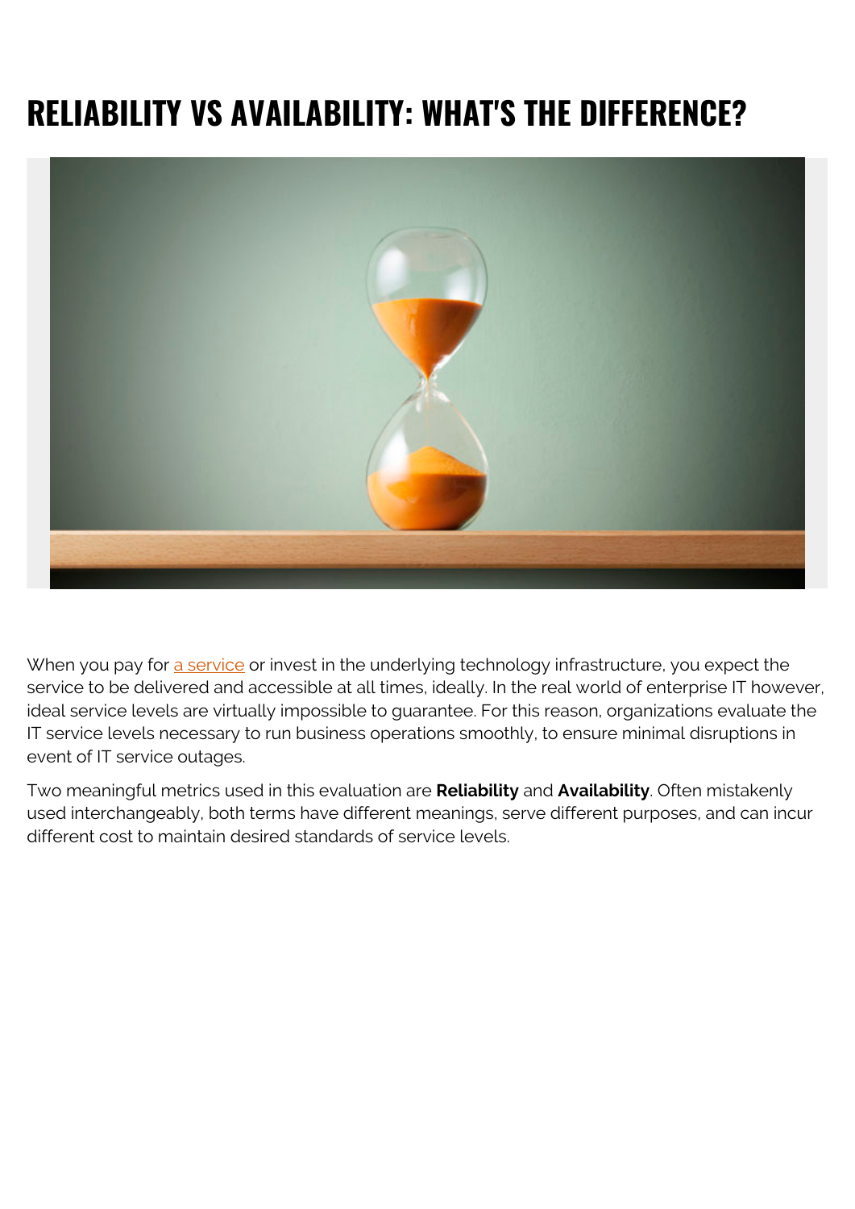# RELIABILITY VS AVAILABILITY: WHAT'S THE DIFFERENCE?

When you pay for a service or invest in the underlying technology infrastructure, you expect the service to be delivered and accessible at all times, ideally. In the real world of enterprise IT however, ideal service levels are virtually impossible to guarantee. For this reason, organizations evaluate the IT service levels necessary to run business operations smoothly, to ensure minimal disruptions in event of IT service outages.

Two meaningful metrics used in this evaluation are **Reliability** and **Availability**. Often mistakenly used interchangeably, both terms have different meanings, serve different purposes, and can incur different cost to maintain desired standards of service levels.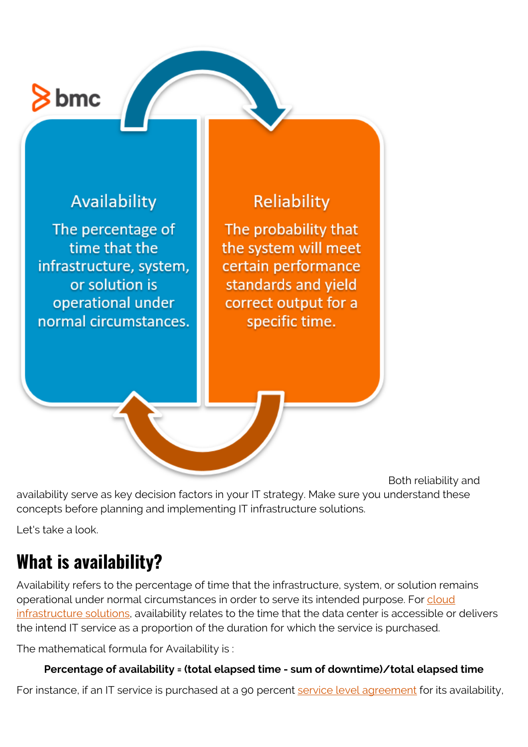Availability

The percentage of time that the infrastructure, system, or solution is operational under normal circumstances.

Reliability

The probability that the system will meet certain performance standards and yield correct output for a specific time.

Both reliability and availability serve as key decision factors in your IT strategy. Make sure you understand these concepts before planning and implementing IT infrastructure solutions.

Let's take a look.

## What is availability?

Availability refers to the percentage of time that the infrastructure, system, or solution remains operational under normal circumstances in order to serve its intended purpose. For cloud infrastructure solutions, availability relates to the time that the data center is accessible or delivers the intend IT service as a proportion of the duration for which the service is purchased.

The mathematical formula for Availability is :

**Percentage of availability = (total elapsed time - sum of downtime)/total elapsed time**

For instance, if an IT service is purchased at a 90 percent service level agreement for its availability,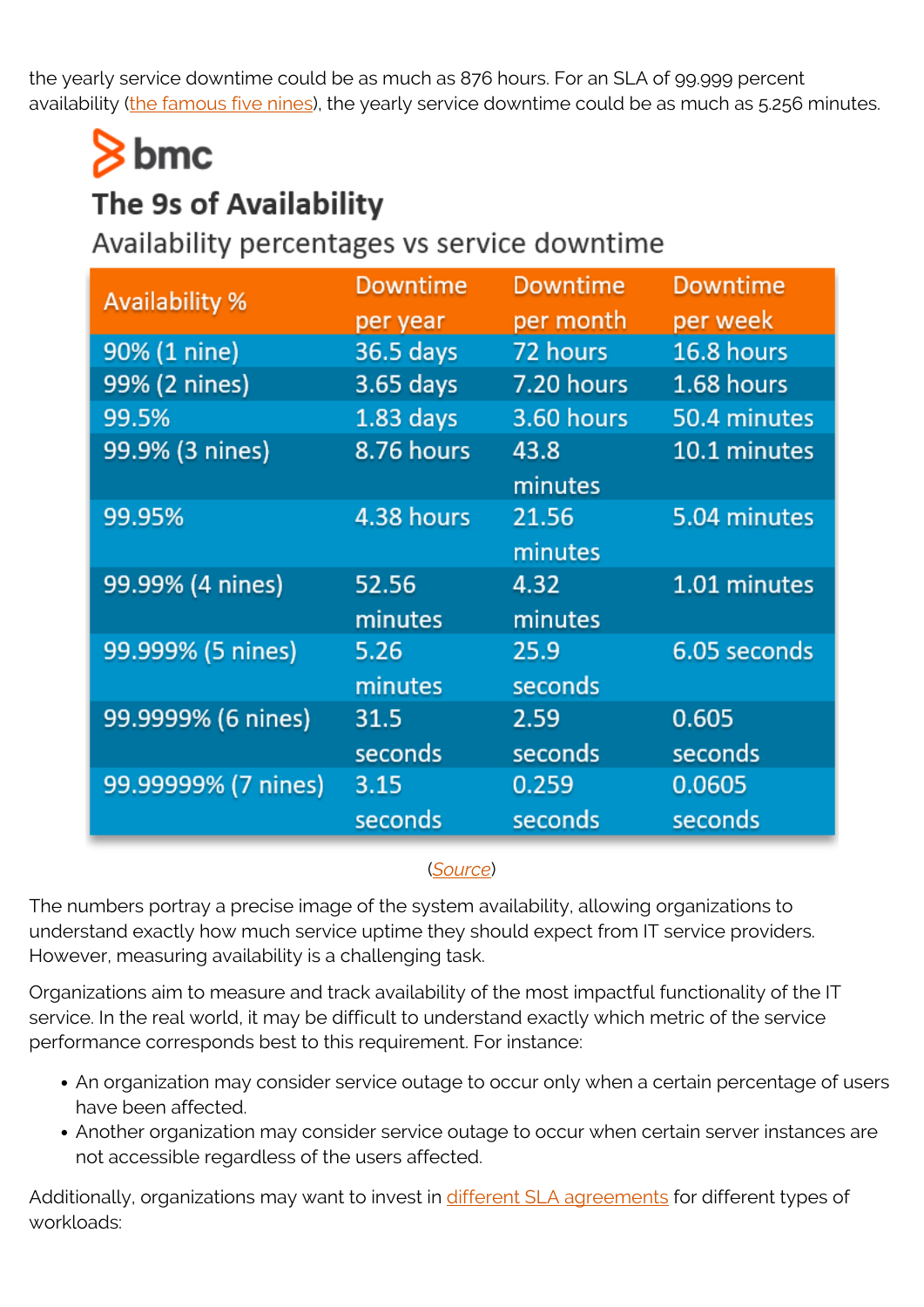the yearly service downtime could be as much as 876 hours. For an SLA of 99.999 percent availability (the famous five nines), the yearly service downtime could be as much as 5.256 minutes.

bmc

**The 9s of Availability**

Availability percentages vs service downtime

| Availability % | Downtime per year | Downtime per month | Downtime per week |
|---|---|---|---|
| 90% (1 nine) | 36.5 days | 72 hours | 16.8 hours |
| 99% (2 nines) | 3.65 days | 7.20 hours | 1.68 hours |
| 99.5% | 1.83 days | 3.60 hours | 50.4 minutes |
| 99.9% (3 nines) | 8.76 hours | 43.8 minutes | 10.1 minutes |
| 99.95% | 4.38 hours | 21.56 minutes | 5.04 minutes |
| 99.99% (4 nines) | 52.56 minutes | 4.32 minutes | 1.01 minutes |
| 99.999% (5 nines) | 5.26 minutes | 25.9 seconds | 6.05 seconds |
| 99.9999% (6 nines) | 31.5 seconds | 2.59 seconds | 0.605 seconds |
| 99.99999% (7 nines) | 3.15 seconds | 0.259 seconds | 0.0605 seconds |

(Source)

The numbers portray a precise image of the system availability, allowing organizations to understand exactly how much service uptime they should expect from IT service providers. However, measuring availability is a challenging task.

Organizations aim to measure and track availability of the most impactful functionality of the IT service. In the real world, it may be difficult to understand exactly which metric of the service performance corresponds best to this requirement. For instance:

- An organization may consider service outage to occur only when a certain percentage of users have been affected.
- Another organization may consider service outage to occur when certain server instances are not accessible regardless of the users affected.

Additionally, organizations may want to invest in different SLA agreements for different types of workloads: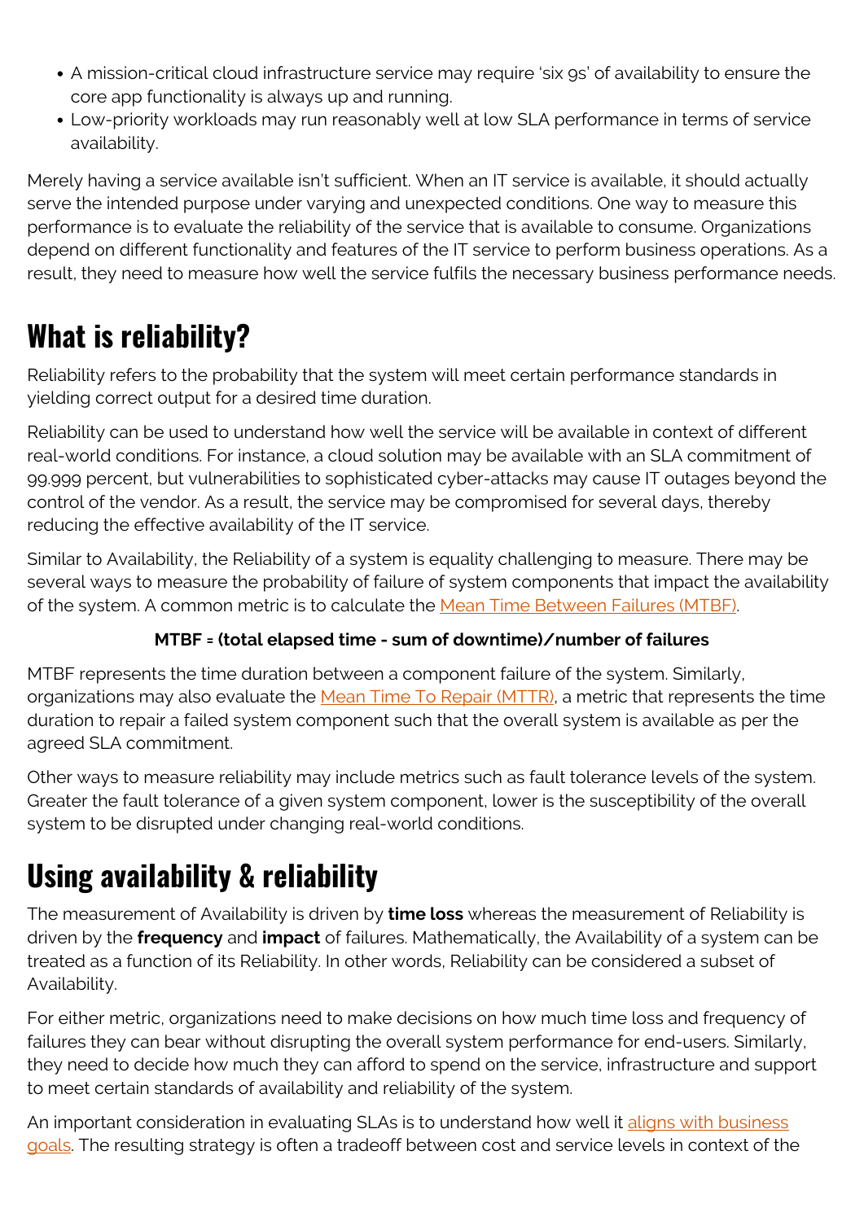- A mission-critical cloud infrastructure service may require 'six 9s' of availability to ensure the core app functionality is always up and running.
- Low-priority workloads may run reasonably well at low SLA performance in terms of service availability.

Merely having a service available isn't sufficient. When an IT service is available, it should actually serve the intended purpose under varying and unexpected conditions. One way to measure this performance is to evaluate the reliability of the service that is available to consume. Organizations depend on different functionality and features of the IT service to perform business operations. As a result, they need to measure how well the service fulfils the necessary business performance needs.

## What is reliability?

Reliability refers to the probability that the system will meet certain performance standards in yielding correct output for a desired time duration.

Reliability can be used to understand how well the service will be available in context of different real-world conditions. For instance, a cloud solution may be available with an SLA commitment of 99.999 percent, but vulnerabilities to sophisticated cyber-attacks may cause IT outages beyond the control of the vendor. As a result, the service may be compromised for several days, thereby reducing the effective availability of the IT service.

Similar to Availability, the Reliability of a system is equality challenging to measure. There may be several ways to measure the probability of failure of system components that impact the availability of the system. A common metric is to calculate the Mean Time Between Failures (MTBF).

**MTBF = (total elapsed time - sum of downtime)/number of failures**

MTBF represents the time duration between a component failure of the system. Similarly, organizations may also evaluate the Mean Time To Repair (MTTR), a metric that represents the time duration to repair a failed system component such that the overall system is available as per the agreed SLA commitment.

Other ways to measure reliability may include metrics such as fault tolerance levels of the system. Greater the fault tolerance of a given system component, lower is the susceptibility of the overall system to be disrupted under changing real-world conditions.

## Using availability & reliability

The measurement of Availability is driven by **time loss** whereas the measurement of Reliability is driven by the **frequency** and **impact** of failures. Mathematically, the Availability of a system can be treated as a function of its Reliability. In other words, Reliability can be considered a subset of Availability.

For either metric, organizations need to make decisions on how much time loss and frequency of failures they can bear without disrupting the overall system performance for end-users. Similarly, they need to decide how much they can afford to spend on the service, infrastructure and support to meet certain standards of availability and reliability of the system.

An important consideration in evaluating SLAs is to understand how well it aligns with business goals. The resulting strategy is often a tradeoff between cost and service levels in context of the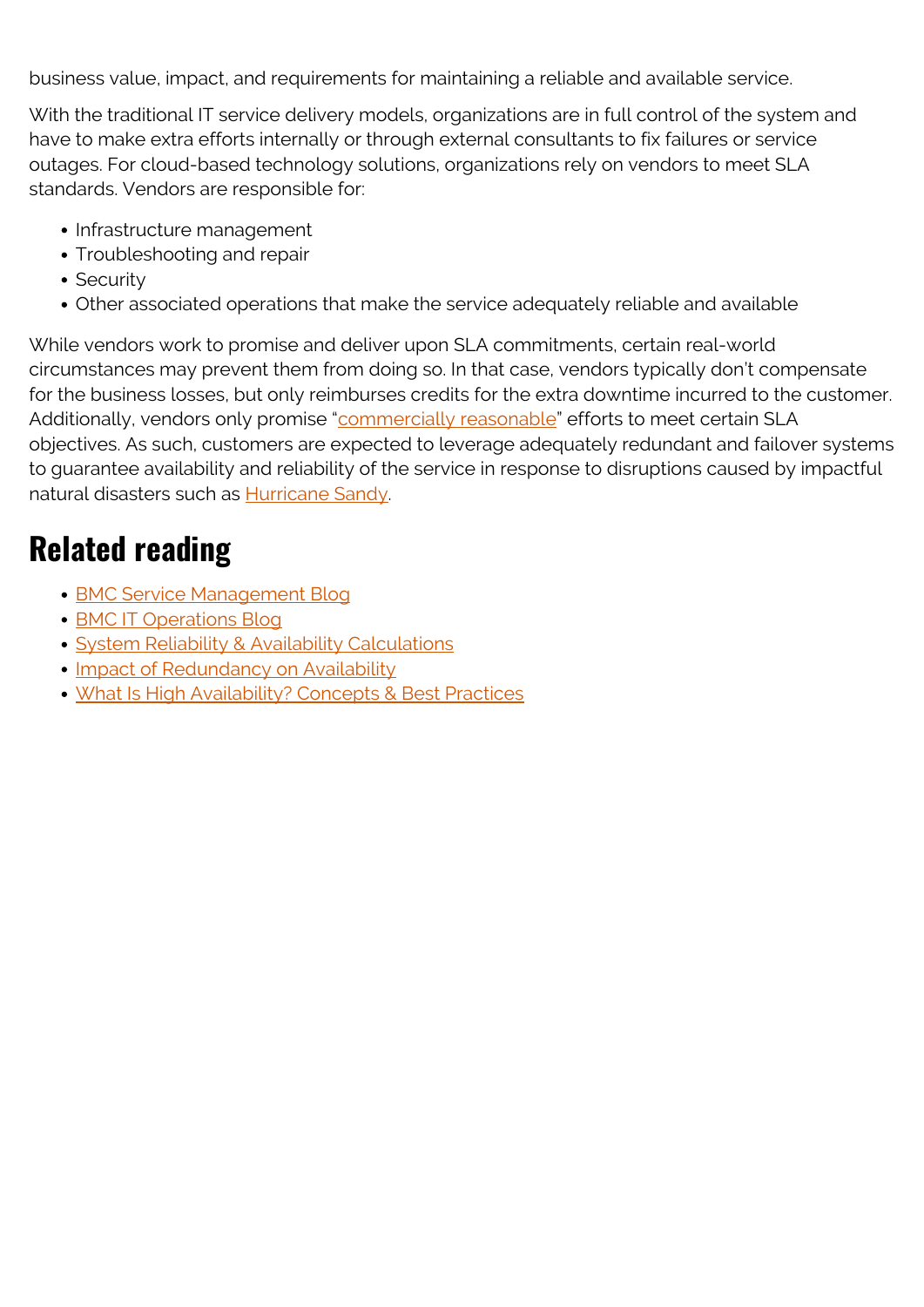business value, impact, and requirements for maintaining a reliable and available service.

With the traditional IT service delivery models, organizations are in full control of the system and have to make extra efforts internally or through external consultants to fix failures or service outages. For cloud-based technology solutions, organizations rely on vendors to meet SLA standards. Vendors are responsible for:

- Infrastructure management
- Troubleshooting and repair
- Security
- Other associated operations that make the service adequately reliable and available

While vendors work to promise and deliver upon SLA commitments, certain real-world circumstances may prevent them from doing so. In that case, vendors typically don't compensate for the business losses, but only reimburses credits for the extra downtime incurred to the customer. Additionally, vendors only promise "commercially reasonable" efforts to meet certain SLA objectives. As such, customers are expected to leverage adequately redundant and failover systems to guarantee availability and reliability of the service in response to disruptions caused by impactful natural disasters such as Hurricane Sandy.

## Related reading

- BMC Service Management Blog
- BMC IT Operations Blog
- System Reliability & Availability Calculations
- Impact of Redundancy on Availability
- What Is High Availability? Concepts & Best Practices